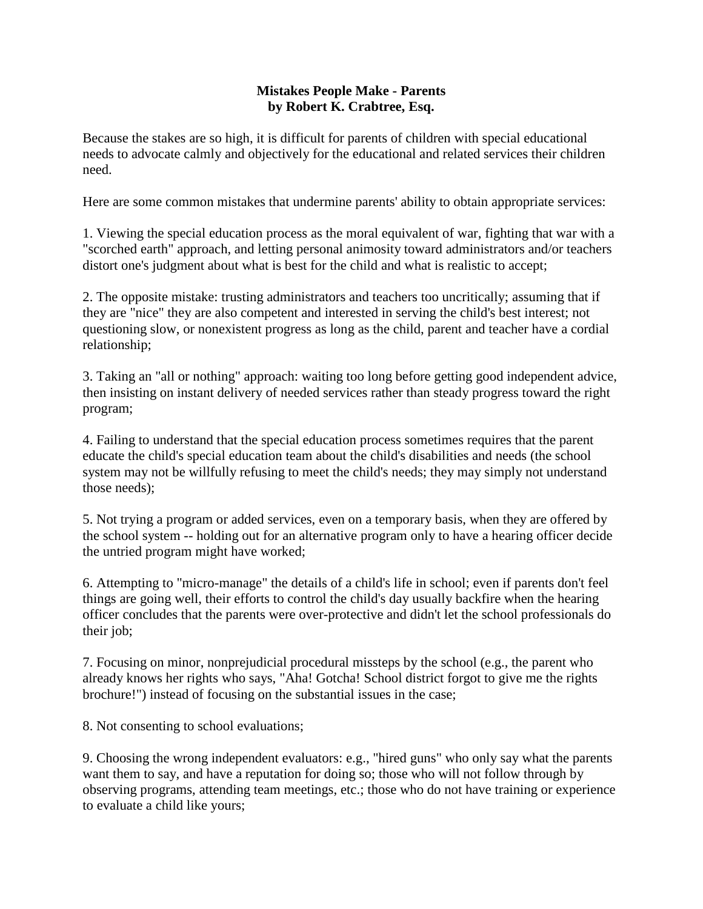**Mistakes People Make - Parents**
**by Robert K. Crabtree, Esq.**

Because the stakes are so high, it is difficult for parents of children with special educational needs to advocate calmly and objectively for the educational and related services their children need.

Here are some common mistakes that undermine parents' ability to obtain appropriate services:

1. Viewing the special education process as the moral equivalent of war, fighting that war with a "scorched earth" approach, and letting personal animosity toward administrators and/or teachers distort one's judgment about what is best for the child and what is realistic to accept;

2. The opposite mistake: trusting administrators and teachers too uncritically; assuming that if they are "nice" they are also competent and interested in serving the child's best interest; not questioning slow, or nonexistent progress as long as the child, parent and teacher have a cordial relationship;

3. Taking an "all or nothing" approach: waiting too long before getting good independent advice, then insisting on instant delivery of needed services rather than steady progress toward the right program;

4. Failing to understand that the special education process sometimes requires that the parent educate the child's special education team about the child's disabilities and needs (the school system may not be willfully refusing to meet the child's needs; they may simply not understand those needs);

5. Not trying a program or added services, even on a temporary basis, when they are offered by the school system -- holding out for an alternative program only to have a hearing officer decide the untried program might have worked;

6. Attempting to "micro-manage" the details of a child's life in school; even if parents don't feel things are going well, their efforts to control the child's day usually backfire when the hearing officer concludes that the parents were over-protective and didn't let the school professionals do their job;

7. Focusing on minor, nonprejudicial procedural missteps by the school (e.g., the parent who already knows her rights who says, "Aha! Gotcha! School district forgot to give me the rights brochure!") instead of focusing on the substantial issues in the case;

8. Not consenting to school evaluations;

9. Choosing the wrong independent evaluators: e.g., "hired guns" who only say what the parents want them to say, and have a reputation for doing so; those who will not follow through by observing programs, attending team meetings, etc.; those who do not have training or experience to evaluate a child like yours;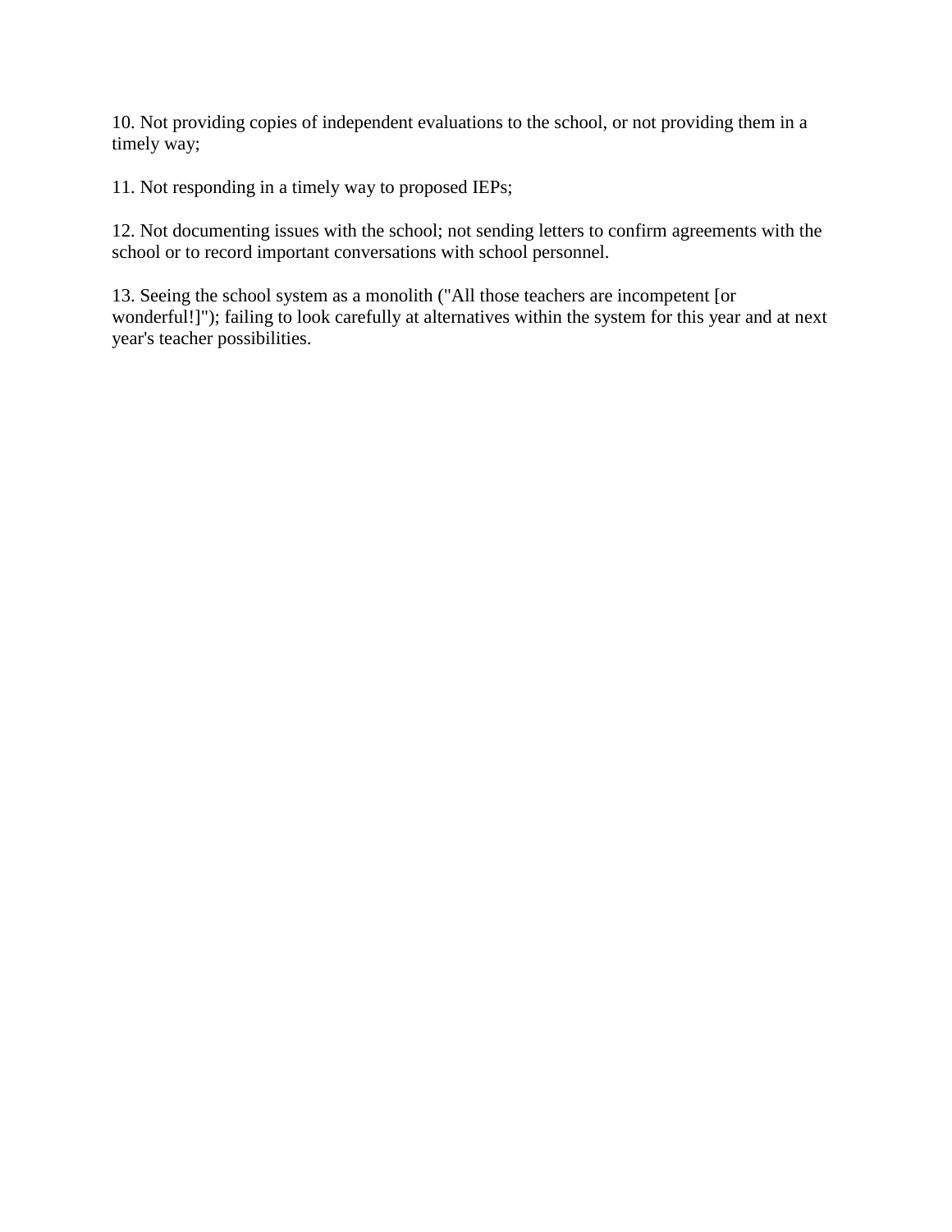10. Not providing copies of independent evaluations to the school, or not providing them in a timely way;

11. Not responding in a timely way to proposed IEPs;

12. Not documenting issues with the school; not sending letters to confirm agreements with the school or to record important conversations with school personnel.

13. Seeing the school system as a monolith ("All those teachers are incompetent [or wonderful!]"); failing to look carefully at alternatives within the system for this year and at next year's teacher possibilities.